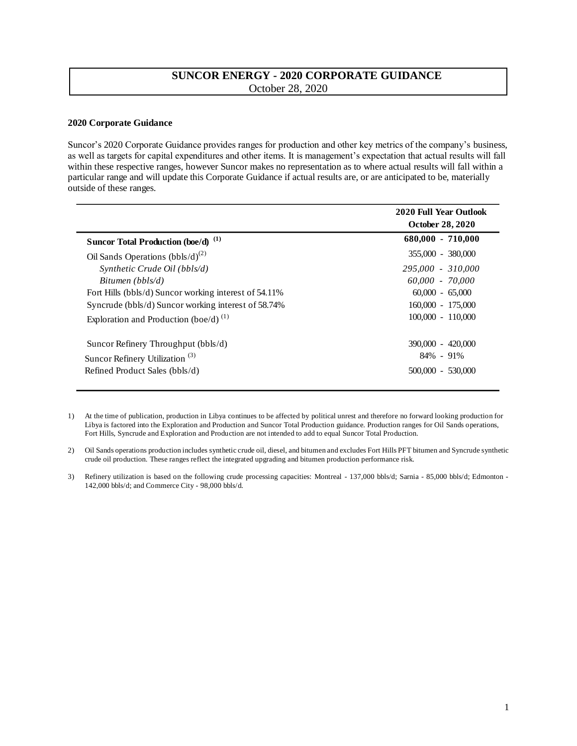# SUNCOR ENERGY - 2020 CORPORATE GUIDANCE

October 28, 2020

## 2020 Corporate Guidance

Suncor's 2020 Corporate Guidance provides ranges for production and other key metrics of the company's business, as well as targets for capital expenditures and other items. It is management's expectation that actual results will fall within these respective ranges, however Suncor makes no representation as to where actual results will fall within a particular range and will update this Corporate Guidance if actual results are, or are anticipated to be, materially outside of these ranges.

| | 2020 Full Year Outlook October 28, 2020 |
|---|---|
| **Suncor Total Production (boe/d)** [(1)] | **680,000 - 710,000** |
| Oil Sands Operations (bbls/d)[(2)] | 355,000 - 380,000 |
| *Synthetic Crude Oil (bbls/d)* | *295,000 - 310,000* |
| *Bitumen (bbls/d)* | *60,000 - 70,000* |
| Fort Hills (bbls/d) Suncor working interest of 54.11% | 60,000 - 65,000 |
| Syncrude (bbls/d) Suncor working interest of 58.74% | 160,000 - 175,000 |
| Exploration and Production (boe/d) [(1)] | 100,000 - 110,000 |
| | |
| Suncor Refinery Throughput (bbls/d) | 390,000 - 420,000 |
| Suncor Refinery Utilization [(3)] | 84% - 91% |
| Refined Product Sales (bbls/d) | 500,000 - 530,000 |

1) At the time of publication, production in Libya continues to be affected by political unrest and therefore no forward looking production for Libya is factored into the Exploration and Production and Suncor Total Production guidance. Production ranges for Oil Sands operations, Fort Hills, Syncrude and Exploration and Production are not intended to add to equal Suncor Total Production.

2) Oil Sands operations production includes synthetic crude oil, diesel, and bitumen and excludes Fort Hills PFT bitumen and Syncrude synthetic crude oil production. These ranges reflect the integrated upgrading and bitumen production performance risk.

3) Refinery utilization is based on the following crude processing capacities: Montreal - 137,000 bbls/d; Sarnia - 85,000 bbls/d; Edmonton - 142,000 bbls/d; and Commerce City - 98,000 bbls/d.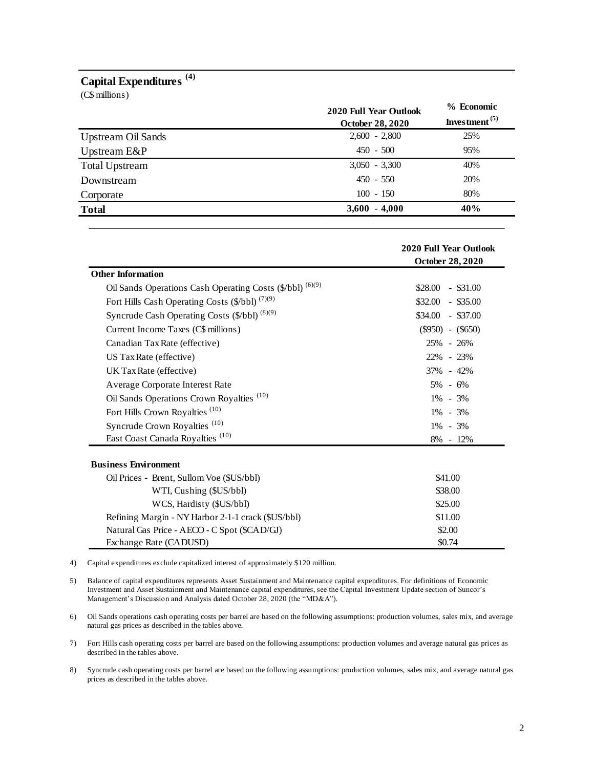## Capital Expenditures [4]

(C$ millions)

| | 2020 Full Year Outlook October 28, 2020 | % Economic Investment [5] |
|---|---|---|
| Upstream Oil Sands | 2,600 - 2,800 | 25% |
| Upstream E&P | 450 - 500 | 95% |
| Total Upstream | 3,050 - 3,300 | 40% |
| Downstream | 450 - 550 | 20% |
| Corporate | 100 - 150 | 80% |
| **Total** | **3,600 - 4,000** | **40%** |

| | 2020 Full Year Outlook October 28, 2020 |
|---|---|
| **Other Information** | |
| Oil Sands Operations Cash Operating Costs ($/bbl) [6][9] | $28.00 - $31.00 |
| Fort Hills Cash Operating Costs ($/bbl) [7][9] | $32.00 - $35.00 |
| Syncrude Cash Operating Costs ($/bbl) [8][9] | $34.00 - $37.00 |
| Current Income Taxes (C$ millions) | ($950) - ($650) |
| Canadian Tax Rate (effective) | 25% - 26% |
| US Tax Rate (effective) | 22% - 23% |
| UK Tax Rate (effective) | 37% - 42% |
| Average Corporate Interest Rate | 5% - 6% |
| Oil Sands Operations Crown Royalties [10] | 1% - 3% |
| Fort Hills Crown Royalties [10] | 1% - 3% |
| Syncrude Crown Royalties [10] | 1% - 3% |
| East Coast Canada Royalties [10] | 8% - 12% |
| **Business Environment** | |
| Oil Prices - Brent, Sullom Voe ($US/bbl) | $41.00 |
| WTI, Cushing ($US/bbl) | $38.00 |
| WCS, Hardisty ($US/bbl) | $25.00 |
| Refining Margin - NY Harbor 2-1-1 crack ($US/bbl) | $11.00 |
| Natural Gas Price - AECO - C Spot ($CAD/GJ) | $2.00 |
| Exchange Rate (CADUSD) | $0.74 |

4) Capital expenditures exclude capitalized interest of approximately $120 million.

5) Balance of capital expenditures represents Asset Sustainment and Maintenance capital expenditures. For definitions of Economic Investment and Asset Sustainment and Maintenance capital expenditures, see the Capital Investment Update section of Suncor's Management's Discussion and Analysis dated October 28, 2020 (the "MD&A").

6) Oil Sands operations cash operating costs per barrel are based on the following assumptions: production volumes, sales mix, and average natural gas prices as described in the tables above.

7) Fort Hills cash operating costs per barrel are based on the following assumptions: production volumes and average natural gas prices as described in the tables above.

8) Syncrude cash operating costs per barrel are based on the following assumptions: production volumes, sales mix, and average natural gas prices as described in the tables above.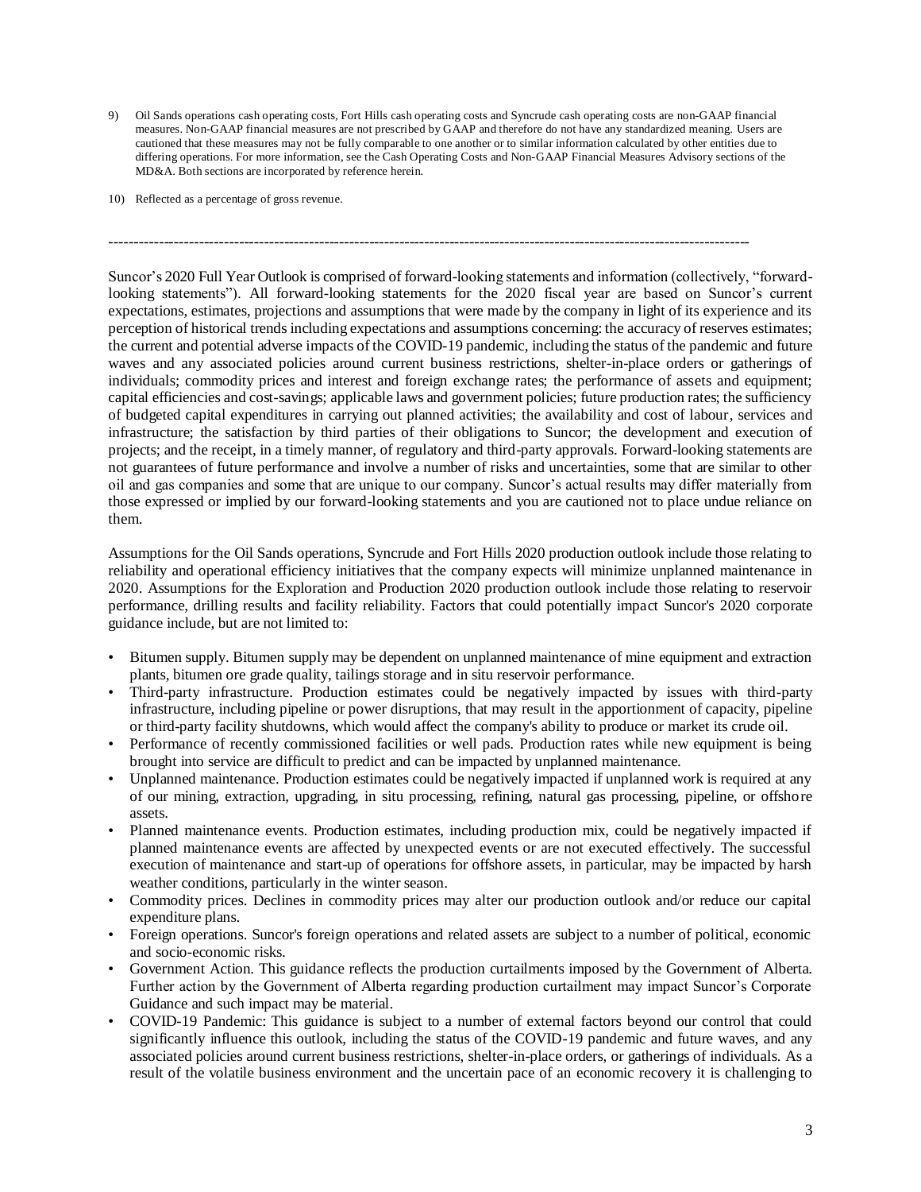9) Oil Sands operations cash operating costs, Fort Hills cash operating costs and Syncrude cash operating costs are non-GAAP financial measures. Non-GAAP financial measures are not prescribed by GAAP and therefore do not have any standardized meaning. Users are cautioned that these measures may not be fully comparable to one another or to similar information calculated by other entities due to differing operations. For more information, see the Cash Operating Costs and Non-GAAP Financial Measures Advisory sections of the MD&A. Both sections are incorporated by reference herein.

10) Reflected as a percentage of gross revenue.

---

Suncor's 2020 Full Year Outlook is comprised of forward-looking statements and information (collectively, "forward-looking statements"). All forward-looking statements for the 2020 fiscal year are based on Suncor's current expectations, estimates, projections and assumptions that were made by the company in light of its experience and its perception of historical trends including expectations and assumptions concerning: the accuracy of reserves estimates; the current and potential adverse impacts of the COVID-19 pandemic, including the status of the pandemic and future waves and any associated policies around current business restrictions, shelter-in-place orders or gatherings of individuals; commodity prices and interest and foreign exchange rates; the performance of assets and equipment; capital efficiencies and cost-savings; applicable laws and government policies; future production rates; the sufficiency of budgeted capital expenditures in carrying out planned activities; the availability and cost of labour, services and infrastructure; the satisfaction by third parties of their obligations to Suncor; the development and execution of projects; and the receipt, in a timely manner, of regulatory and third-party approvals. Forward-looking statements are not guarantees of future performance and involve a number of risks and uncertainties, some that are similar to other oil and gas companies and some that are unique to our company. Suncor's actual results may differ materially from those expressed or implied by our forward-looking statements and you are cautioned not to place undue reliance on them.

Assumptions for the Oil Sands operations, Syncrude and Fort Hills 2020 production outlook include those relating to reliability and operational efficiency initiatives that the company expects will minimize unplanned maintenance in 2020. Assumptions for the Exploration and Production 2020 production outlook include those relating to reservoir performance, drilling results and facility reliability. Factors that could potentially impact Suncor's 2020 corporate guidance include, but are not limited to:

- Bitumen supply. Bitumen supply may be dependent on unplanned maintenance of mine equipment and extraction plants, bitumen ore grade quality, tailings storage and in situ reservoir performance.
- Third-party infrastructure. Production estimates could be negatively impacted by issues with third-party infrastructure, including pipeline or power disruptions, that may result in the apportionment of capacity, pipeline or third-party facility shutdowns, which would affect the company's ability to produce or market its crude oil.
- Performance of recently commissioned facilities or well pads. Production rates while new equipment is being brought into service are difficult to predict and can be impacted by unplanned maintenance.
- Unplanned maintenance. Production estimates could be negatively impacted if unplanned work is required at any of our mining, extraction, upgrading, in situ processing, refining, natural gas processing, pipeline, or offshore assets.
- Planned maintenance events. Production estimates, including production mix, could be negatively impacted if planned maintenance events are affected by unexpected events or are not executed effectively. The successful execution of maintenance and start-up of operations for offshore assets, in particular, may be impacted by harsh weather conditions, particularly in the winter season.
- Commodity prices. Declines in commodity prices may alter our production outlook and/or reduce our capital expenditure plans.
- Foreign operations. Suncor's foreign operations and related assets are subject to a number of political, economic and socio-economic risks.
- Government Action. This guidance reflects the production curtailments imposed by the Government of Alberta. Further action by the Government of Alberta regarding production curtailment may impact Suncor's Corporate Guidance and such impact may be material.
- COVID-19 Pandemic: This guidance is subject to a number of external factors beyond our control that could significantly influence this outlook, including the status of the COVID-19 pandemic and future waves, and any associated policies around current business restrictions, shelter-in-place orders, or gatherings of individuals. As a result of the volatile business environment and the uncertain pace of an economic recovery it is challenging to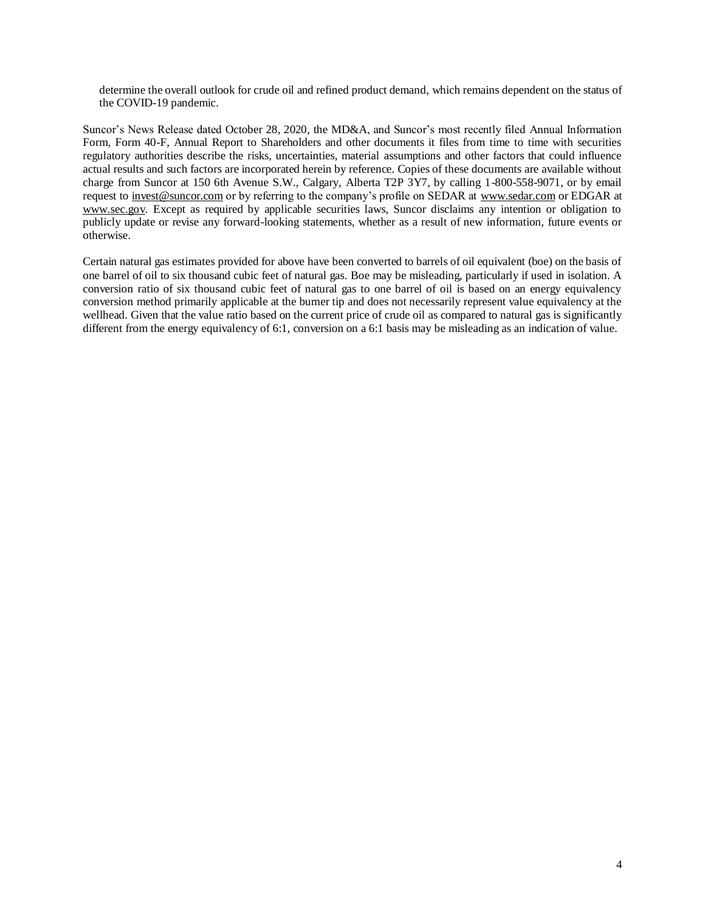determine the overall outlook for crude oil and refined product demand, which remains dependent on the status of the COVID-19 pandemic.

Suncor's News Release dated October 28, 2020, the MD&A, and Suncor's most recently filed Annual Information Form, Form 40-F, Annual Report to Shareholders and other documents it files from time to time with securities regulatory authorities describe the risks, uncertainties, material assumptions and other factors that could influence actual results and such factors are incorporated herein by reference. Copies of these documents are available without charge from Suncor at 150 6th Avenue S.W., Calgary, Alberta T2P 3Y7, by calling 1-800-558-9071, or by email request to invest@suncor.com or by referring to the company's profile on SEDAR at www.sedar.com or EDGAR at www.sec.gov. Except as required by applicable securities laws, Suncor disclaims any intention or obligation to publicly update or revise any forward-looking statements, whether as a result of new information, future events or otherwise.

Certain natural gas estimates provided for above have been converted to barrels of oil equivalent (boe) on the basis of one barrel of oil to six thousand cubic feet of natural gas. Boe may be misleading, particularly if used in isolation. A conversion ratio of six thousand cubic feet of natural gas to one barrel of oil is based on an energy equivalency conversion method primarily applicable at the burner tip and does not necessarily represent value equivalency at the wellhead. Given that the value ratio based on the current price of crude oil as compared to natural gas is significantly different from the energy equivalency of 6:1, conversion on a 6:1 basis may be misleading as an indication of value.